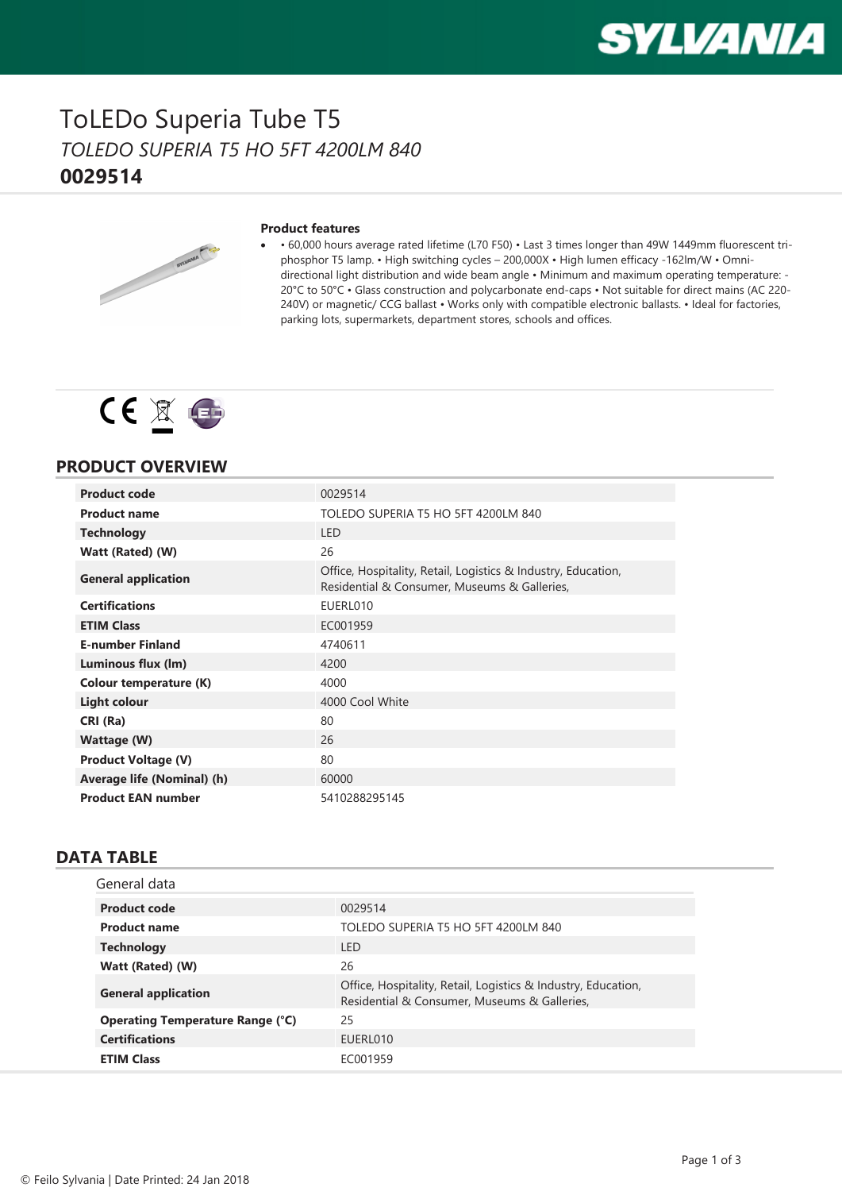# ToLEDo Superia Tube T5

*TOLEDO SUPERIA T5 HO 5FT 4200LM 840*

**0029514**

**Product features**

- • 60,000 hours average rated lifetime (L70 F50) • Last 3 times longer than 49W 1449mm fluorescent tri-phosphor T5 lamp. • High switching cycles – 200,000X • High lumen efficacy -162lm/W • Omni-directional light distribution and wide beam angle • Minimum and maximum operating temperature: -20°C to 50°C • Glass construction and polycarbonate end-caps • Not suitable for direct mains (AC 220-240V) or magnetic/ CCG ballast • Works only with compatible electronic ballasts. • Ideal for factories, parking lots, supermarkets, department stores, schools and offices.

## PRODUCT OVERVIEW

| | |
|---|---|
| **Product code** | 0029514 |
| **Product name** | TOLEDO SUPERIA T5 HO 5FT 4200LM 840 |
| **Technology** | LED |
| **Watt (Rated) (W)** | 26 |
| **General application** | Office, Hospitality, Retail, Logistics & Industry, Education, Residential & Consumer, Museums & Galleries, |
| **Certifications** | EUERL010 |
| **ETIM Class** | EC001959 |
| **E-number Finland** | 4740611 |
| **Luminous flux (lm)** | 4200 |
| **Colour temperature (K)** | 4000 |
| **Light colour** | 4000 Cool White |
| **CRI (Ra)** | 80 |
| **Wattage (W)** | 26 |
| **Product Voltage (V)** | 80 |
| **Average life (Nominal) (h)** | 60000 |
| **Product EAN number** | 5410288295145 |

## DATA TABLE

General data

| | |
|---|---|
| **Product code** | 0029514 |
| **Product name** | TOLEDO SUPERIA T5 HO 5FT 4200LM 840 |
| **Technology** | LED |
| **Watt (Rated) (W)** | 26 |
| **General application** | Office, Hospitality, Retail, Logistics & Industry, Education, Residential & Consumer, Museums & Galleries, |
| **Operating Temperature Range (°C)** | 25 |
| **Certifications** | EUERL010 |
| **ETIM Class** | EC001959 |

© Feilo Sylvania | Date Printed: 24 Jan 2018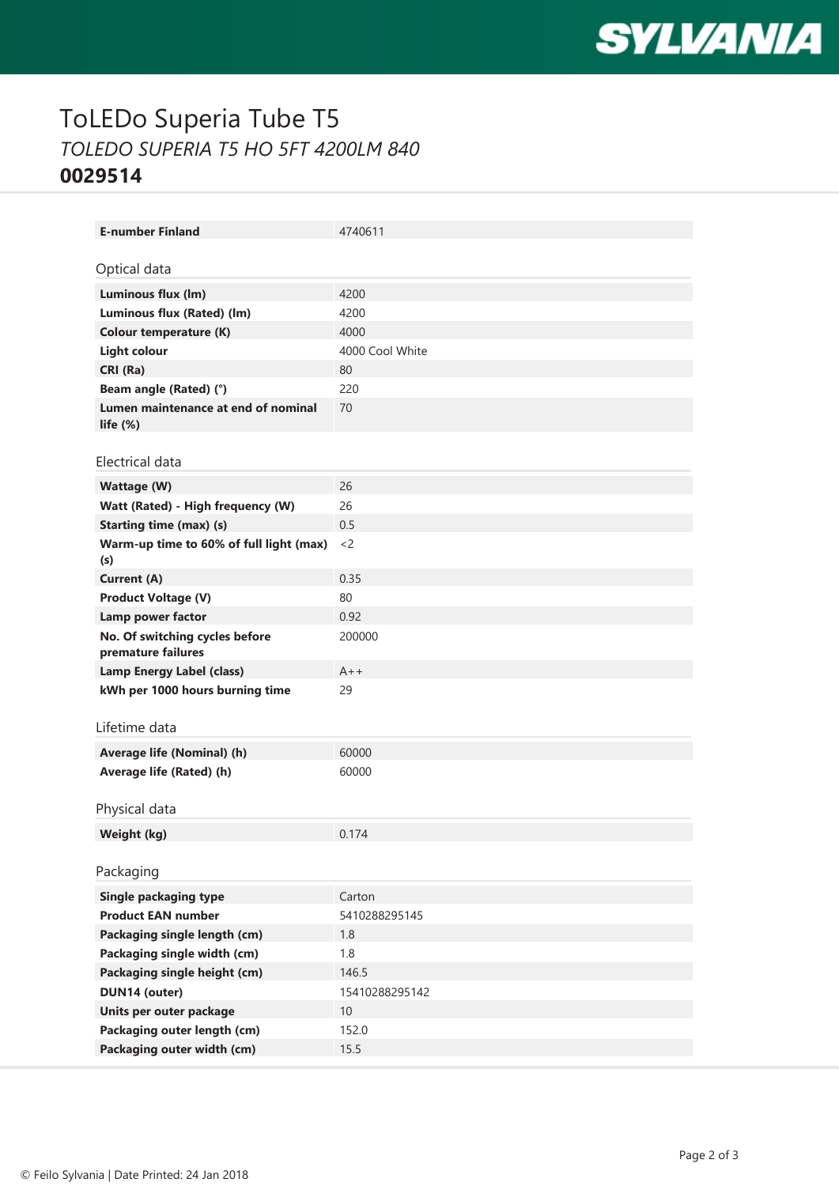# ToLEDo Superia Tube T5

*TOLEDO SUPERIA T5 HO 5FT 4200LM 840*

**0029514**

| | |
|---|---|
| **E-number Finland** | 4740611 |

## Optical data

| | |
|---|---|
| **Luminous flux (lm)** | 4200 |
| **Luminous flux (Rated) (lm)** | 4200 |
| **Colour temperature (K)** | 4000 |
| **Light colour** | 4000 Cool White |
| **CRI (Ra)** | 80 |
| **Beam angle (Rated) (°)** | 220 |
| **Lumen maintenance at end of nominal life (%)** | 70 |

## Electrical data

| | |
|---|---|
| **Wattage (W)** | 26 |
| **Watt (Rated) - High frequency (W)** | 26 |
| **Starting time (max) (s)** | 0.5 |
| **Warm-up time to 60% of full light (max) (s)** | <2 |
| **Current (A)** | 0.35 |
| **Product Voltage (V)** | 80 |
| **Lamp power factor** | 0.92 |
| **No. Of switching cycles before premature failures** | 200000 |
| **Lamp Energy Label (class)** | A++ |
| **kWh per 1000 hours burning time** | 29 |

## Lifetime data

| | |
|---|---|
| **Average life (Nominal) (h)** | 60000 |
| **Average life (Rated) (h)** | 60000 |

## Physical data

| | |
|---|---|
| **Weight (kg)** | 0.174 |

## Packaging

| | |
|---|---|
| **Single packaging type** | Carton |
| **Product EAN number** | 5410288295145 |
| **Packaging single length (cm)** | 1.8 |
| **Packaging single width (cm)** | 1.8 |
| **Packaging single height (cm)** | 146.5 |
| **DUN14 (outer)** | 15410288295142 |
| **Units per outer package** | 10 |
| **Packaging outer length (cm)** | 152.0 |
| **Packaging outer width (cm)** | 15.5 |

© Feilo Sylvania | Date Printed: 24 Jan 2018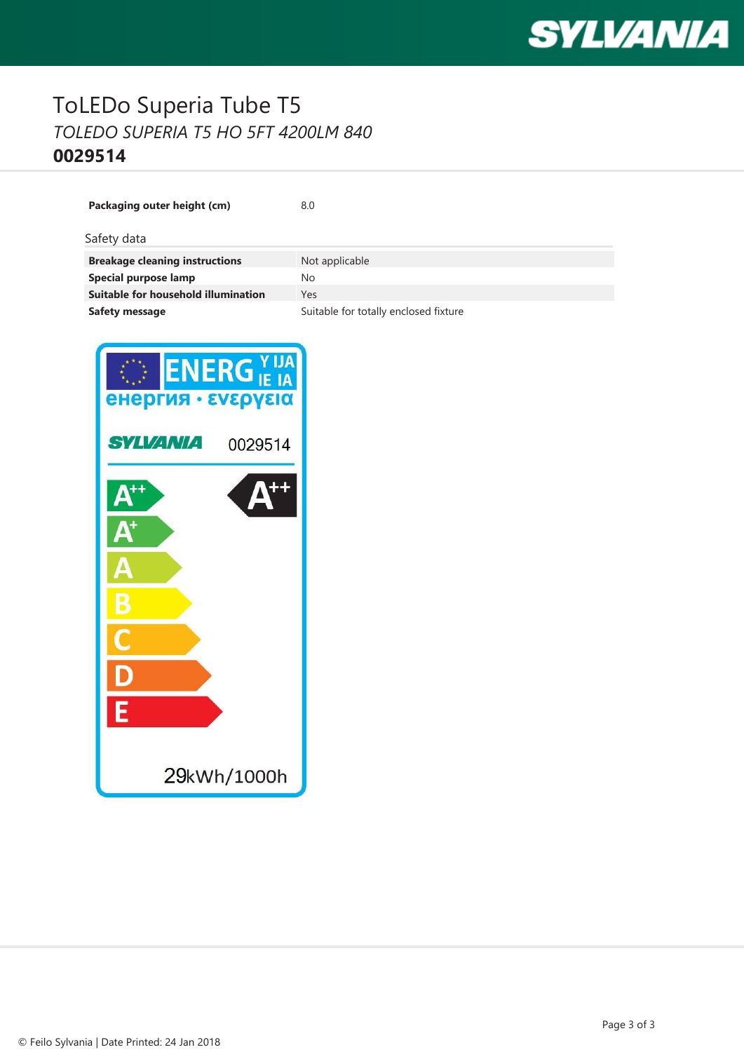# ToLEDo Superia Tube T5

*TOLEDO SUPERIA T5 HO 5FT 4200LM 840*

**0029514**

| | |
|---|---|
| **Packaging outer height (cm)** | 8.0 |

## Safety data

| | |
|---|---|
| **Breakage cleaning instructions** | Not applicable |
| **Special purpose lamp** | No |
| **Suitable for household illumination** | Yes |
| **Safety message** | Suitable for totally enclosed fixture |

ENERGY IJA IE IA
енергия · ενεργεια

SYLVANIA 0029514

A++
A+
A
B
C
D
E

A++

29kWh/1000h

© Feilo Sylvania | Date Printed: 24 Jan 2018